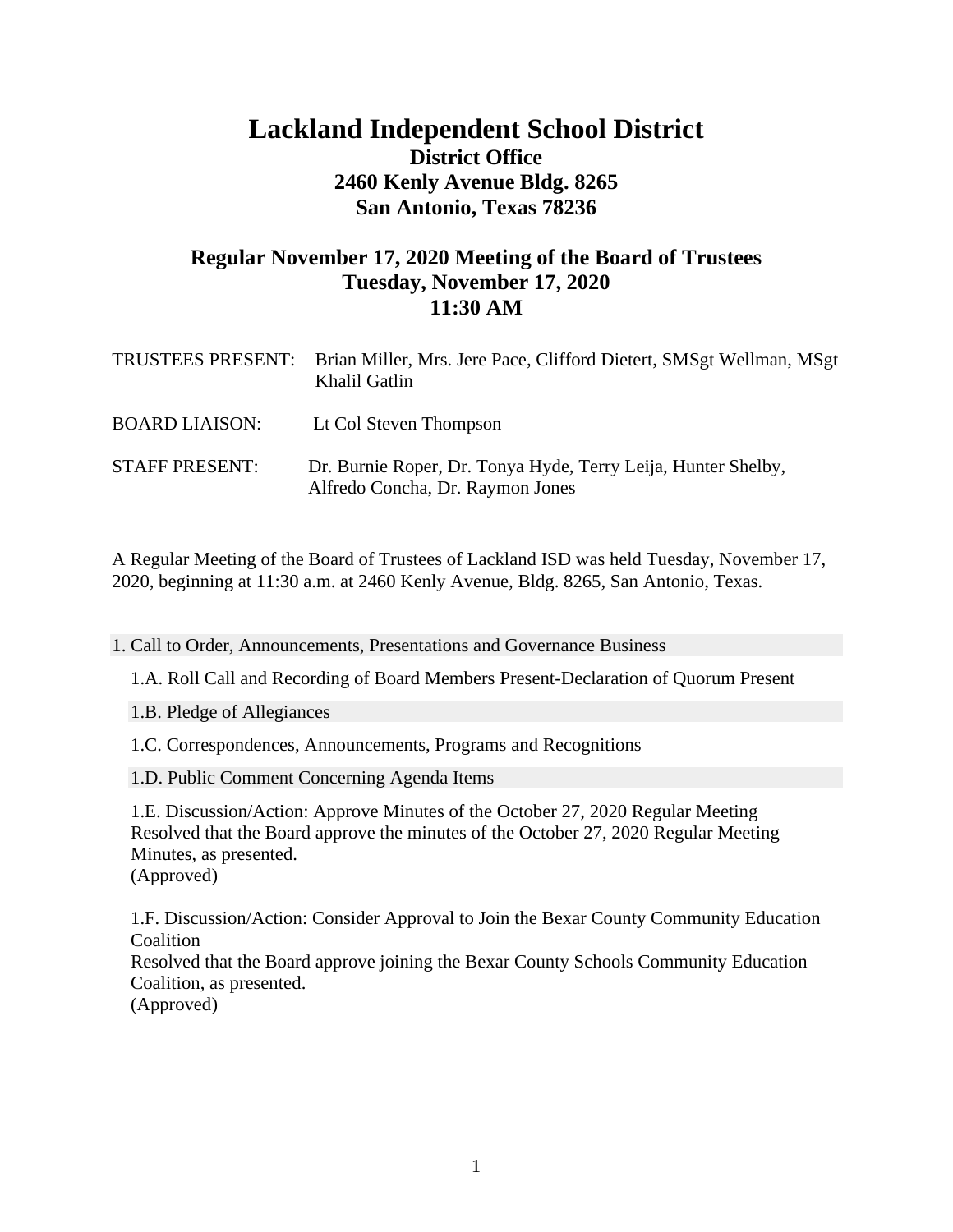# Lackland Independent School District

## District Office
## 2460 Kenly Avenue Bldg. 8265
## San Antonio, Texas 78236

## Regular November 17, 2020 Meeting of the Board of Trustees
## Tuesday, November 17, 2020
## 11:30 AM

TRUSTEES PRESENT: Brian Miller, Mrs. Jere Pace, Clifford Dietert, SMSgt Wellman, MSgt Khalil Gatlin

BOARD LIAISON: Lt Col Steven Thompson

STAFF PRESENT: Dr. Burnie Roper, Dr. Tonya Hyde, Terry Leija, Hunter Shelby, Alfredo Concha, Dr. Raymon Jones

A Regular Meeting of the Board of Trustees of Lackland ISD was held Tuesday, November 17, 2020, beginning at 11:30 a.m. at 2460 Kenly Avenue, Bldg. 8265, San Antonio, Texas.

1. Call to Order, Announcements, Presentations and Governance Business

1.A. Roll Call and Recording of Board Members Present-Declaration of Quorum Present

1.B. Pledge of Allegiances

1.C. Correspondences, Announcements, Programs and Recognitions

1.D. Public Comment Concerning Agenda Items

1.E. Discussion/Action: Approve Minutes of the October 27, 2020 Regular Meeting
Resolved that the Board approve the minutes of the October 27, 2020 Regular Meeting Minutes, as presented.
(Approved)

1.F. Discussion/Action: Consider Approval to Join the Bexar County Community Education Coalition
Resolved that the Board approve joining the Bexar County Schools Community Education Coalition, as presented.
(Approved)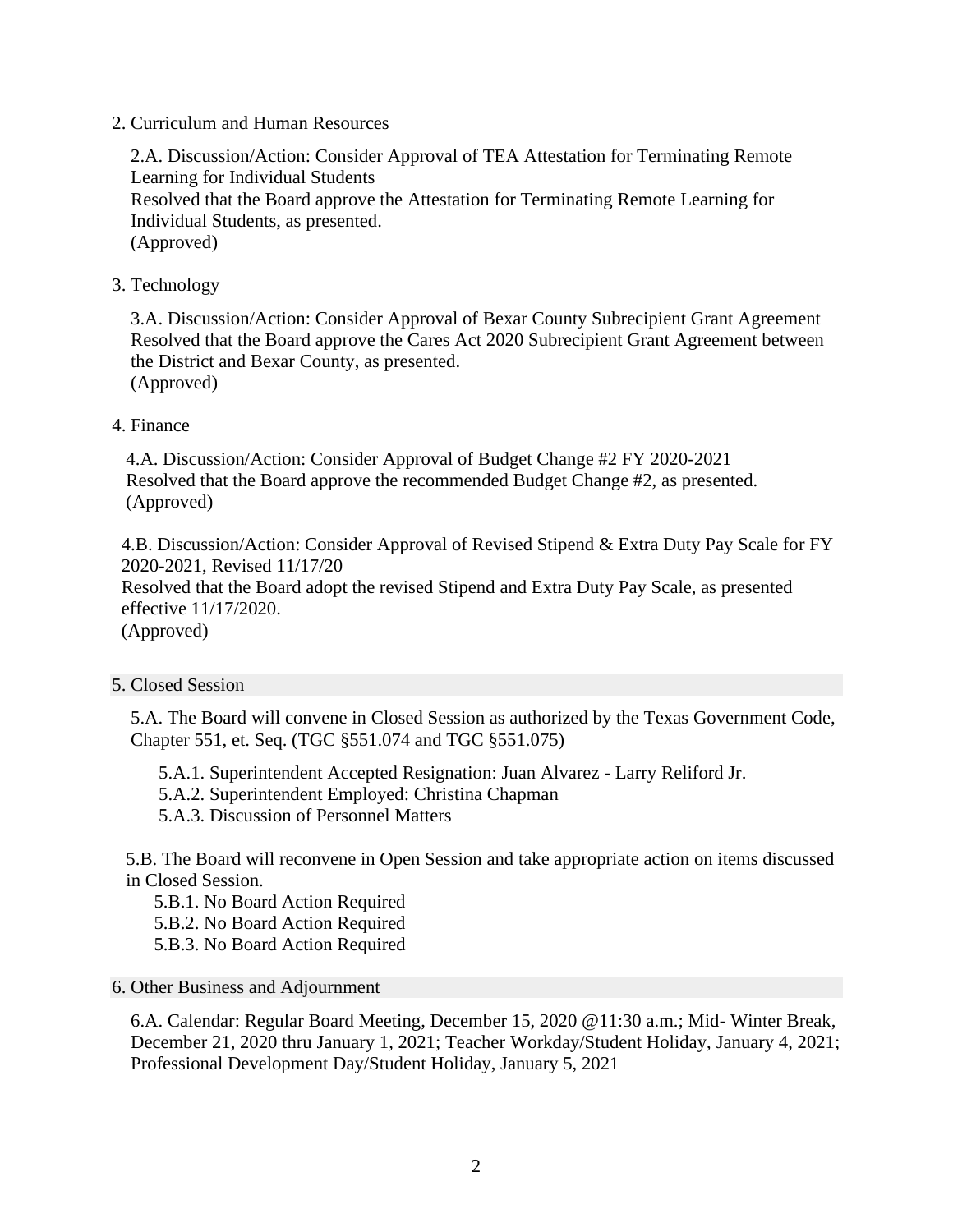2. Curriculum and Human Resources

2.A. Discussion/Action: Consider Approval of TEA Attestation for Terminating Remote Learning for Individual Students
Resolved that the Board approve the Attestation for Terminating Remote Learning for Individual Students, as presented.
(Approved)

3. Technology

3.A. Discussion/Action: Consider Approval of Bexar County Subrecipient Grant Agreement
Resolved that the Board approve the Cares Act 2020 Subrecipient Grant Agreement between the District and Bexar County, as presented.
(Approved)

4. Finance

4.A. Discussion/Action: Consider Approval of Budget Change #2 FY 2020-2021
Resolved that the Board approve the recommended Budget Change #2, as presented.
(Approved)

4.B. Discussion/Action: Consider Approval of Revised Stipend & Extra Duty Pay Scale for FY 2020-2021, Revised 11/17/20
Resolved that the Board adopt the revised Stipend and Extra Duty Pay Scale, as presented effective 11/17/2020.
(Approved)

## 5. Closed Session

5.A. The Board will convene in Closed Session as authorized by the Texas Government Code, Chapter 551, et. Seq. (TGC §551.074 and TGC §551.075)

- 5.A.1. Superintendent Accepted Resignation: Juan Alvarez - Larry Reliford Jr.
- 5.A.2. Superintendent Employed: Christina Chapman
- 5.A.3. Discussion of Personnel Matters

5.B. The Board will reconvene in Open Session and take appropriate action on items discussed in Closed Session.

- 5.B.1. No Board Action Required
- 5.B.2. No Board Action Required
- 5.B.3. No Board Action Required

## 6. Other Business and Adjournment

6.A. Calendar: Regular Board Meeting, December 15, 2020 @11:30 a.m.; Mid- Winter Break, December 21, 2020 thru January 1, 2021; Teacher Workday/Student Holiday, January 4, 2021; Professional Development Day/Student Holiday, January 5, 2021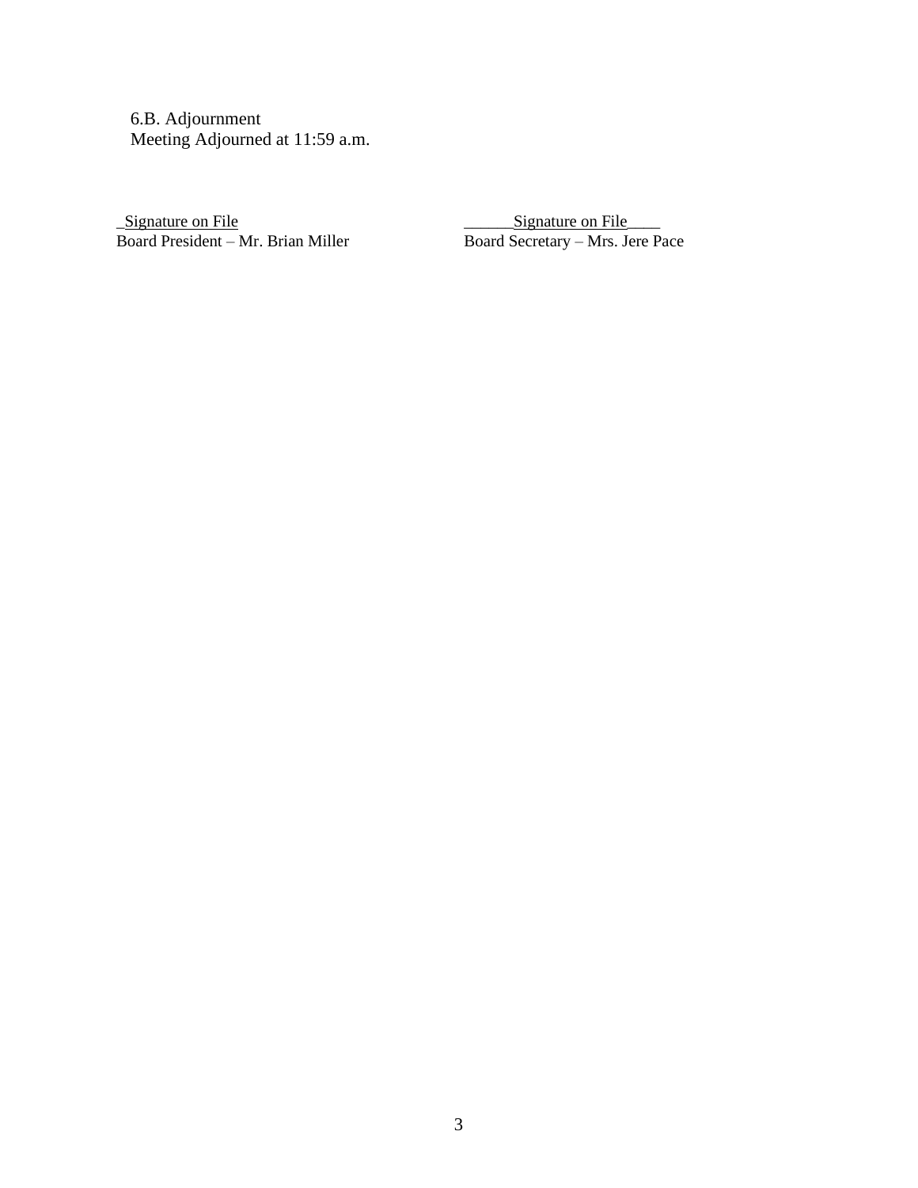6.B. Adjournment
Meeting Adjourned at 11:59 a.m.

_Signature on File
Board President – Mr. Brian Miller

______Signature on File____
Board Secretary – Mrs. Jere Pace